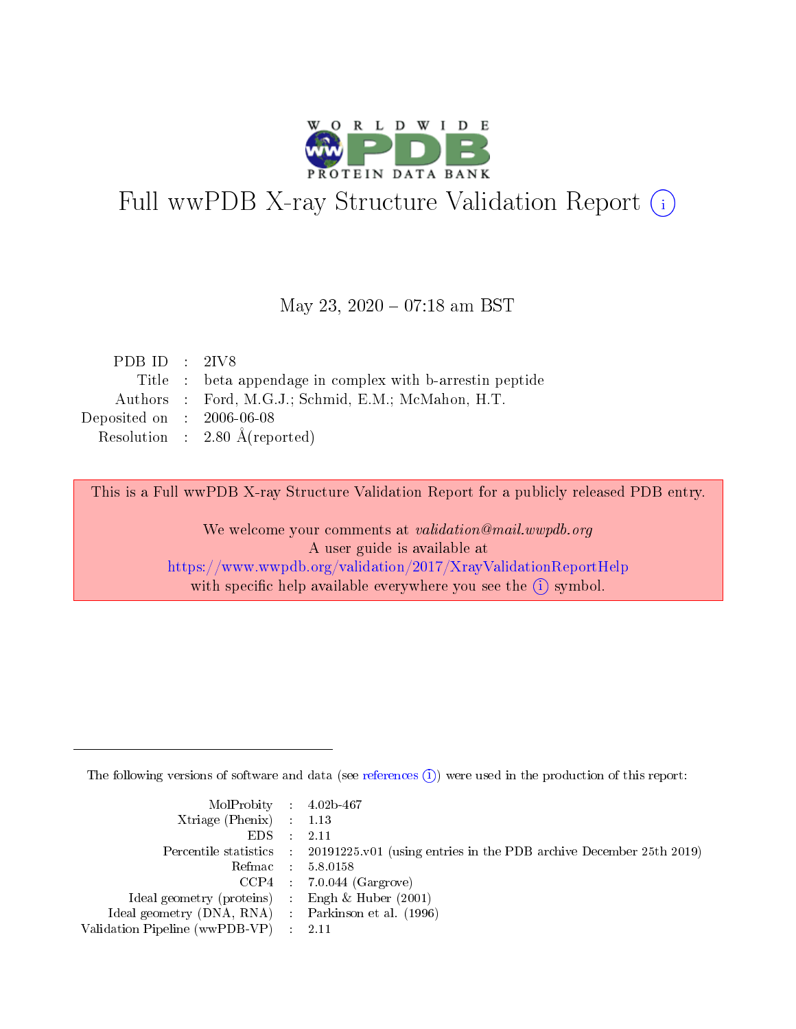# Full wwPDB X-ray Structure Validation Report

May 23, 2020 – 07:18 am BST

| | | |
|---|---|---|
| PDB ID | : | 2IV8 |
| Title | : | beta appendage in complex with b-arrestin peptide |
| Authors | : | Ford, M.G.J.; Schmid, E.M.; McMahon, H.T. |
| Deposited on | : | 2006-06-08 |
| Resolution | : | 2.80 Å(reported) |

This is a Full wwPDB X-ray Structure Validation Report for a publicly released PDB entry.

We welcome your comments at *validation@mail.wwpdb.org*
A user guide is available at
https://www.wwpdb.org/validation/2017/XrayValidationReportHelp
with specific help available everywhere you see the (i) symbol.

The following versions of software and data (see references (i)) were used in the production of this report:

| | | |
|---|---|---|
| MolProbity | : | 4.02b-467 |
| Xtriage (Phenix) | : | 1.13 |
| EDS | : | 2.11 |
| Percentile statistics | : | 20191225.v01 (using entries in the PDB archive December 25th 2019) |
| Refmac | : | 5.8.0158 |
| CCP4 | : | 7.0.044 (Gargrove) |
| Ideal geometry (proteins) | : | Engh & Huber (2001) |
| Ideal geometry (DNA, RNA) | : | Parkinson et al. (1996) |
| Validation Pipeline (wwPDB-VP) | : | 2.11 |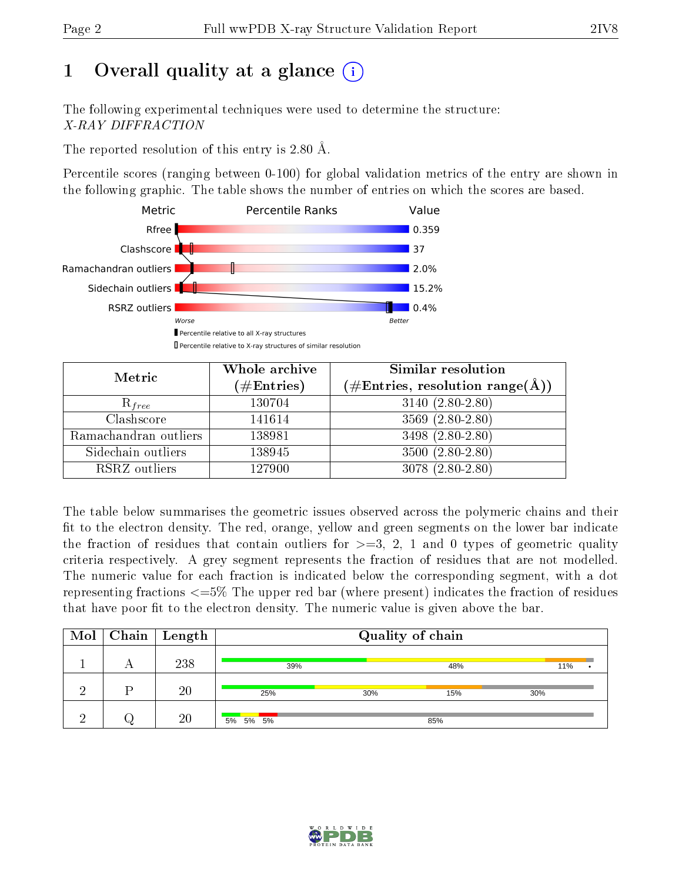# 1 Overall quality at a glance (i)

The following experimental techniques were used to determine the structure:
*X-RAY DIFFRACTION*

The reported resolution of this entry is 2.80 Å.

Percentile scores (ranging between 0-100) for global validation metrics of the entry are shown in the following graphic. The table shows the number of entries on which the scores are based.

| Metric | Value |
|---|---|
| Rfree | 0.359 |
| Clashscore | 37 |
| Ramachandran outliers | 2.0% |
| Sidechain outliers | 15.2% |
| RSRZ outliers | 0.4% |

Worse — Better

▮ Percentile relative to all X-ray structures
▯ Percentile relative to X-ray structures of similar resolution

| Metric | Whole archive (#Entries) | Similar resolution (#Entries, resolution range(Å)) |
|---|---|---|
| $R_{free}$ | 130704 | 3140 (2.80-2.80) |
| Clashscore | 141614 | 3569 (2.80-2.80) |
| Ramachandran outliers | 138981 | 3498 (2.80-2.80) |
| Sidechain outliers | 138945 | 3500 (2.80-2.80) |
| RSRZ outliers | 127900 | 3078 (2.80-2.80) |

The table below summarises the geometric issues observed across the polymeric chains and their fit to the electron density. The red, orange, yellow and green segments on the lower bar indicate the fraction of residues that contain outliers for >=3, 2, 1 and 0 types of geometric quality criteria respectively. A grey segment represents the fraction of residues that are not modelled. The numeric value for each fraction is indicated below the corresponding segment, with a dot representing fractions <=5% The upper red bar (where present) indicates the fraction of residues that have poor fit to the electron density. The numeric value is given above the bar.

| Mol | Chain | Length | Quality of chain |
|---|---|---|---|
| 1 | A | 238 | 39% 48% 11% • |
| 2 | P | 20 | 25% 30% 15% 30% |
| 2 | Q | 20 | 5% 5% 5% 85% |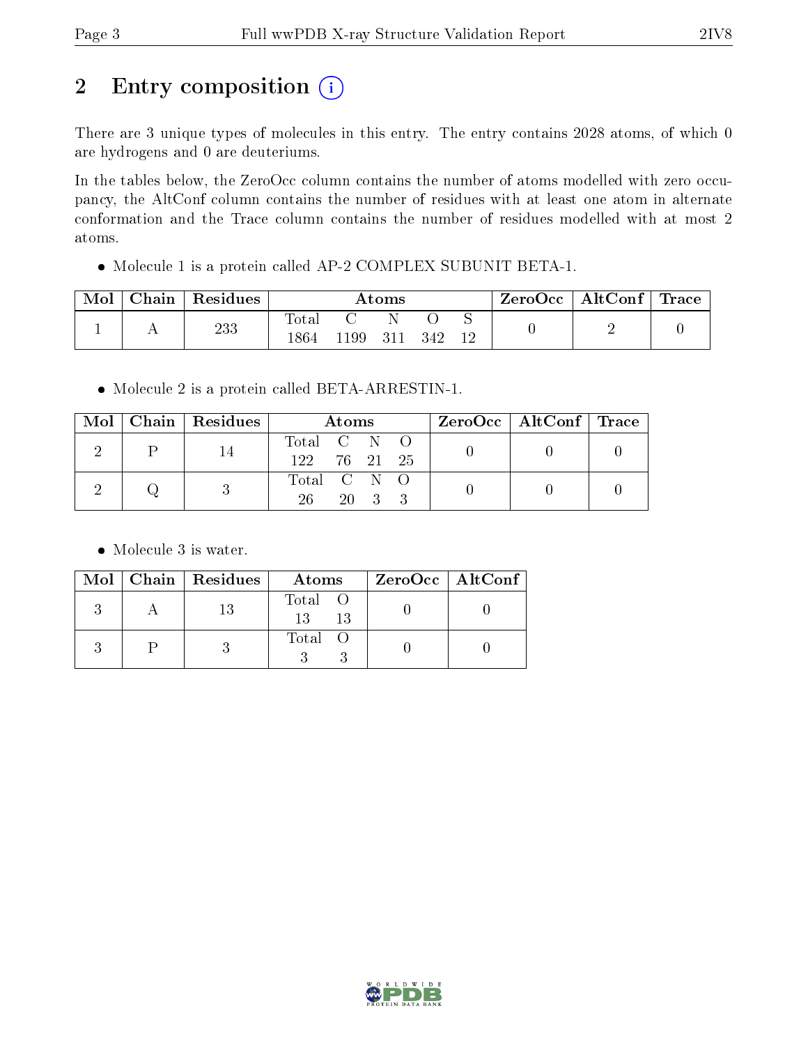# 2 Entry composition

There are 3 unique types of molecules in this entry. The entry contains 2028 atoms, of which 0 are hydrogens and 0 are deuteriums.

In the tables below, the ZeroOcc column contains the number of atoms modelled with zero occupancy, the AltConf column contains the number of residues with at least one atom in alternate conformation and the Trace column contains the number of residues modelled with at most 2 atoms.

- Molecule 1 is a protein called AP-2 COMPLEX SUBUNIT BETA-1.

| Mol | Chain | Residues | Atoms | | | | | ZeroOcc | AltConf | Trace |
|---|---|---|---|---|---|---|---|---|---|---|
| 1 | A | 233 | Total<br>1864 | C<br>1199 | N<br>311 | O<br>342 | S<br>12 | 0 | 2 | 0 |

- Molecule 2 is a protein called BETA-ARRESTIN-1.

| Mol | Chain | Residues | Atoms | | | | ZeroOcc | AltConf | Trace |
|---|---|---|---|---|---|---|---|---|---|
| 2 | P | 14 | Total<br>122 | C<br>76 | N<br>21 | O<br>25 | 0 | 0 | 0 |
| 2 | Q | 3 | Total<br>26 | C<br>20 | N<br>3 | O<br>3 | 0 | 0 | 0 |

- Molecule 3 is water.

| Mol | Chain | Residues | Atoms | | ZeroOcc | AltConf |
|---|---|---|---|---|---|---|
| 3 | A | 13 | Total<br>13 | O<br>13 | 0 | 0 |
| 3 | P | 3 | Total<br>3 | O<br>3 | 0 | 0 |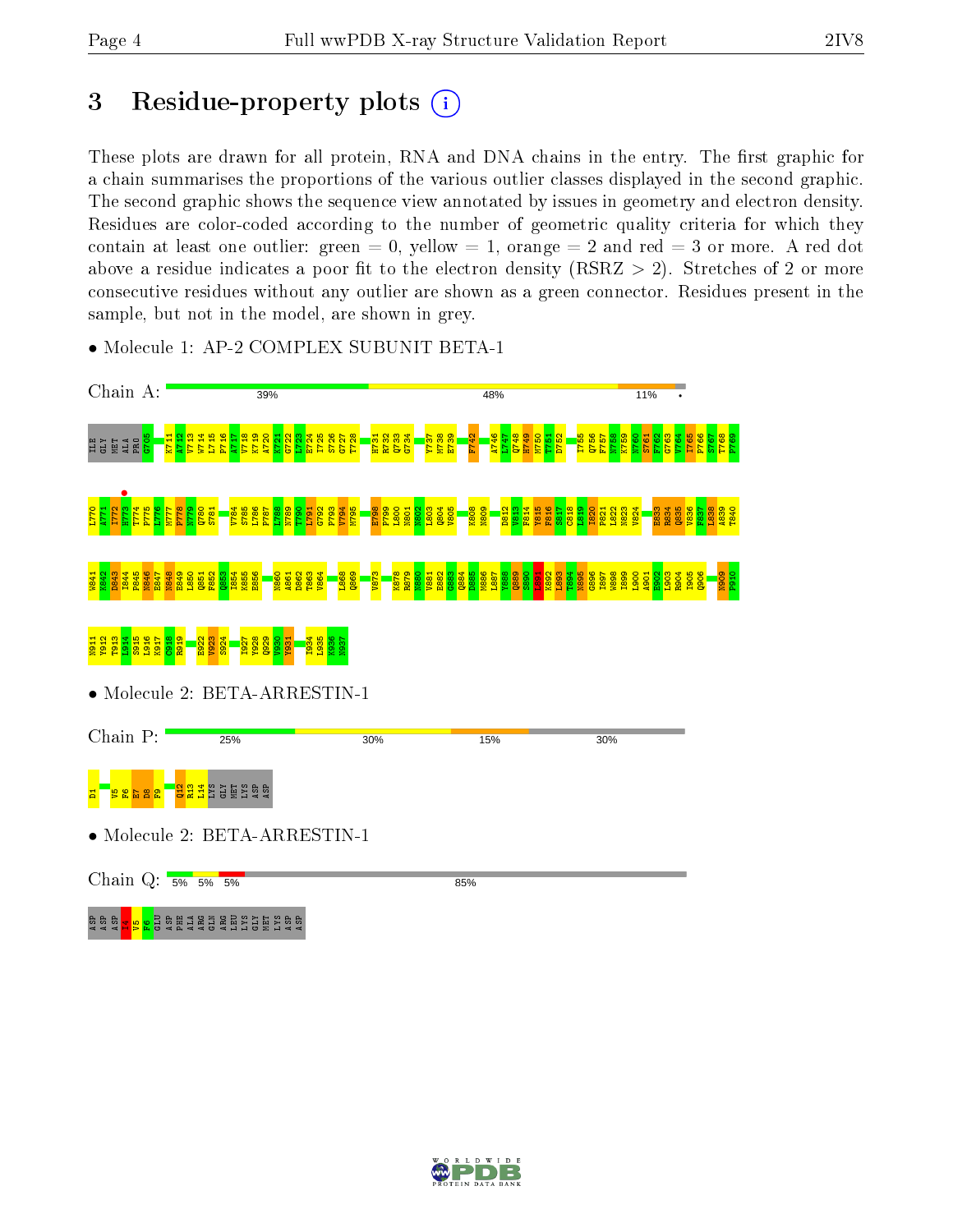# 3 Residue-property plots

These plots are drawn for all protein, RNA and DNA chains in the entry. The first graphic for a chain summarises the proportions of the various outlier classes displayed in the second graphic. The second graphic shows the sequence view annotated by issues in geometry and electron density. Residues are color-coded according to the number of geometric quality criteria for which they contain at least one outlier: green = 0, yellow = 1, orange = 2 and red = 3 or more. A red dot above a residue indicates a poor fit to the electron density (RSRZ > 2). Stretches of 2 or more consecutive residues without any outlier are shown as a green connector. Residues present in the sample, but not in the model, are shown in grey.

- Molecule 1: AP-2 COMPLEX SUBUNIT BETA-1

Chain A: 39% 48% 11% •

ILE GLY MET ALA PRO G705 K711 A712 V713 W714 L715 P716 A717 V718 K719 A720 K721 G722 L725 E724 I725 S726 G727 T728 H731 R732 Q733 G734 Y737 M738 E739 F742 A746 L747 Q748 H749 M750 T751 D752 I755 Q756 F757 N758 K759 N760 S761 F762 G763 V764 I765 P766 S767 T768 P769 L770 A771 I772 H773 T774 P775 L776 M777 P778 N779 Q780 S781 V784 S785 L786 P787 L788 N789 T790 L791 G792 P793 V794 M795 E798 P799 L800 N801 N802 L803 Q804 V805 K808 N809 D812 V813 F814 Y815 F816 S817 C818 I819 I820 P821 L822 N823 V824 E833 R834 Q835 V836 F837 L838 A839 T840 W841 K842 D843 I844 P845 N846 E847 N848 E849 L850 Q851 F852 Q853 I854 K855 E856 N860 A861 D862 T863 V864 L868 Q869 V873 K878 R879 N880 V881 E882 G883 Q884 D885 M886 L887 Y888 Q889 S890 L891 K892 L893 T894 N895 G896 I897 W898 I899 L900 A901 E902 L903 R904 I905 Q906 N909 P910 N911 Y912 T913 I914 S915 L916 K917 C918 R919 E922 V923 S924 I927 Y928 Q929 V930 Y931 I934 L935 K936 N937

- Molecule 2: BETA-ARRESTIN-1

Chain P: 25% 30% 15% 30%

D1 V5 F6 E7 D8 F9 Q12 R13 L14 LYS GLY MET LYS ASP ASP

- Molecule 2: BETA-ARRESTIN-1

Chain Q: 5% 5% 5% 85%

ASP ASP ASP F4 V5 F6 GLU ASP PHE ALA ARG GLN ARG LEU LYS GLY MET LYS ASP ASP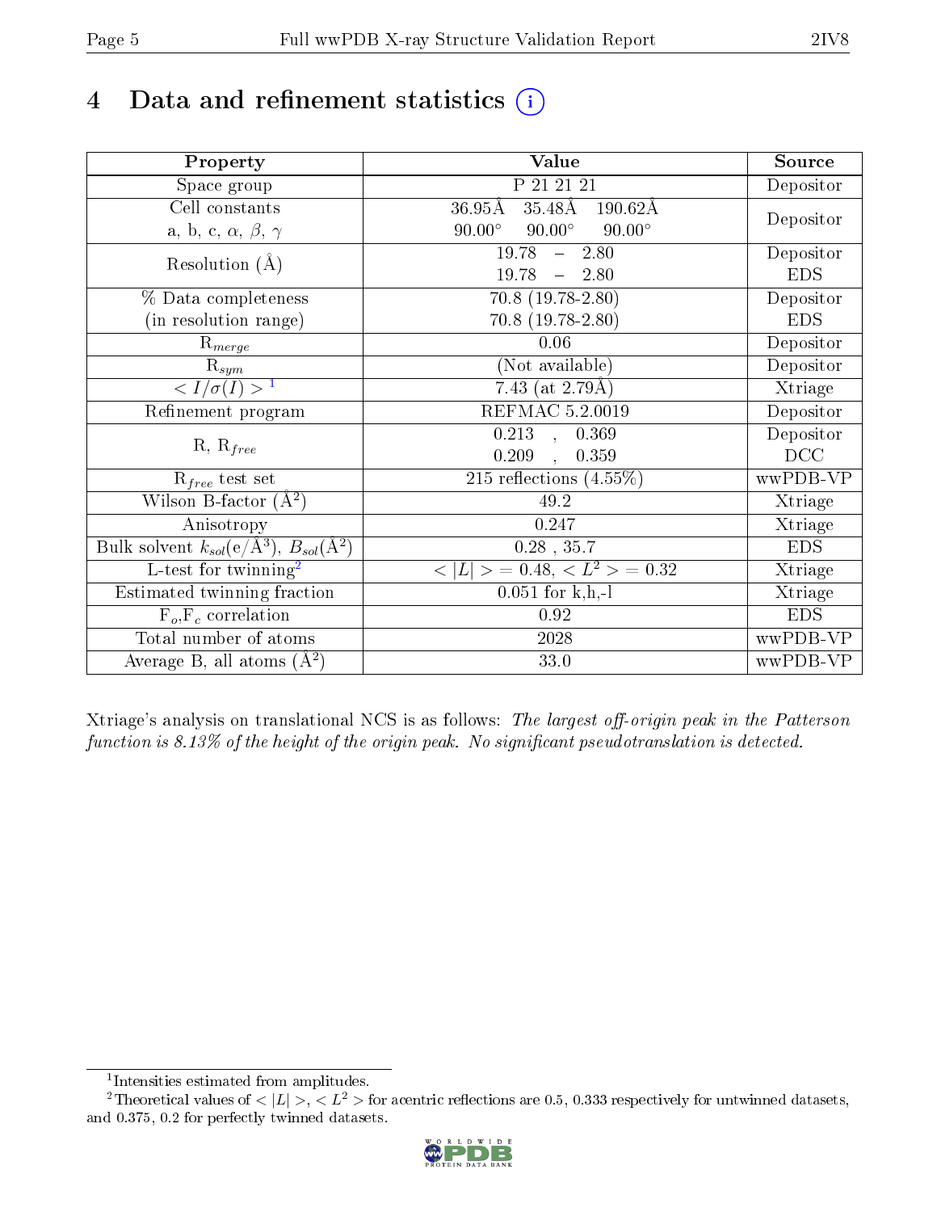# 4 Data and refinement statistics

| Property | Value | Source |
|---|---|---|
| Space group | P 21 21 21 | Depositor |
| Cell constants<br>a, b, c, $\alpha$, $\beta$, $\gamma$ | 36.95Å 35.48Å 190.62Å<br>90.00° 90.00° 90.00° | Depositor |
| Resolution (Å) | 19.78 – 2.80<br>19.78 – 2.80 | Depositor<br>EDS |
| % Data completeness<br>(in resolution range) | 70.8 (19.78-2.80)<br>70.8 (19.78-2.80) | Depositor<br>EDS |
| $R_{merge}$ | 0.06 | Depositor |
| $R_{sym}$ | (Not available) | Depositor |
| $< I/\sigma(I) >$ [1] | 7.43 (at 2.79Å) | Xtriage |
| Refinement program | REFMAC 5.2.0019 | Depositor |
| R, $R_{free}$ | 0.213 , 0.369<br>0.209 , 0.359 | Depositor<br>DCC |
| $R_{free}$ test set | 215 reflections (4.55%) | wwPDB-VP |
| Wilson B-factor (Å$^2$) | 49.2 | Xtriage |
| Anisotropy | 0.247 | Xtriage |
| Bulk solvent $k_{sol}$(e/Å$^3$), $B_{sol}$(Å$^2$) | 0.28 , 35.7 | EDS |
| L-test for twinning[2] | $< \lvert L \rvert > = 0.48$, $< L^2 > = 0.32$ | Xtriage |
| Estimated twinning fraction | 0.051 for k,h,-l | Xtriage |
| $F_o$,$F_c$ correlation | 0.92 | EDS |
| Total number of atoms | 2028 | wwPDB-VP |
| Average B, all atoms (Å$^2$) | 33.0 | wwPDB-VP |

Xtriage's analysis on translational NCS is as follows: *The largest off-origin peak in the Patterson function is 8.13% of the height of the origin peak. No significant pseudotranslation is detected.*

[1] Intensities estimated from amplitudes.

[2] Theoretical values of $< \lvert L \rvert >$, $< L^2 >$ for acentric reflections are 0.5, 0.333 respectively for untwinned datasets, and 0.375, 0.2 for perfectly twinned datasets.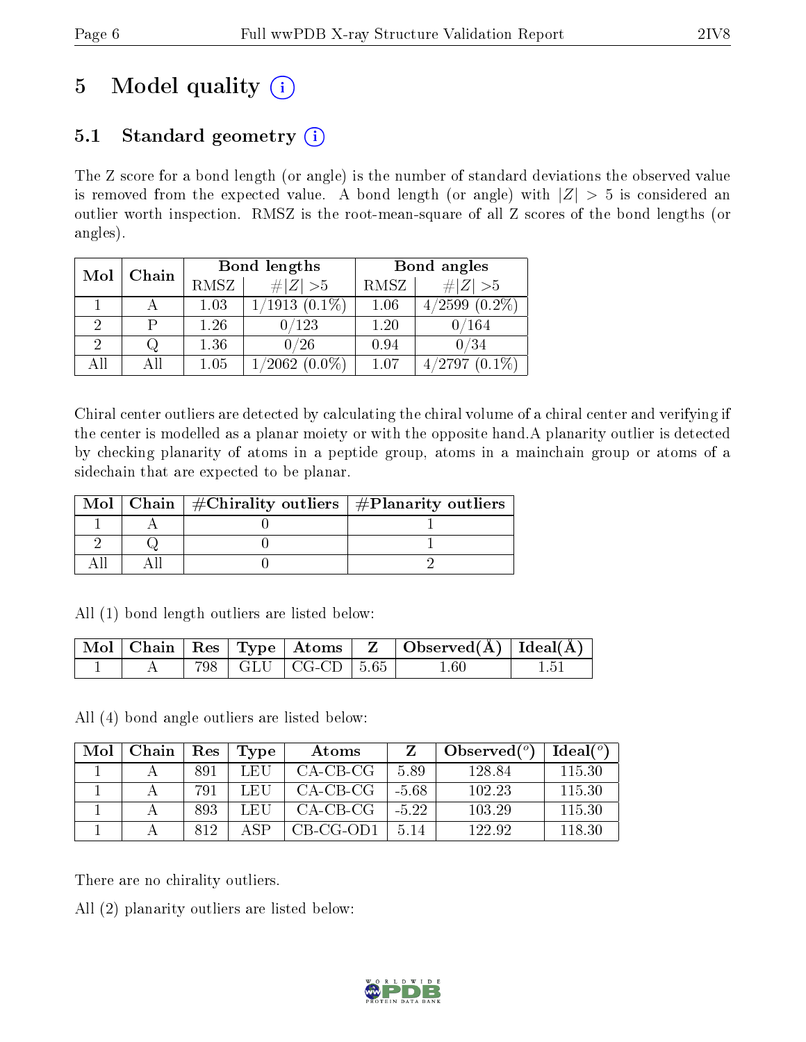# 5 Model quality

## 5.1 Standard geometry

The Z score for a bond length (or angle) is the number of standard deviations the observed value is removed from the expected value. A bond length (or angle) with $|Z| > 5$ is considered an outlier worth inspection. RMSZ is the root-mean-square of all Z scores of the bond lengths (or angles).

| Mol | Chain | Bond lengths | | Bond angles | |
|---|---|---|---|---|---|
| | | RMSZ | $\#|Z| > 5$ | RMSZ | $\#|Z| > 5$ |
| 1 | A | 1.03 | 1/1913 (0.1%) | 1.06 | 4/2599 (0.2%) |
| 2 | P | 1.26 | 0/123 | 1.20 | 0/164 |
| 2 | Q | 1.36 | 0/26 | 0.94 | 0/34 |
| All | All | 1.05 | 1/2062 (0.0%) | 1.07 | 4/2797 (0.1%) |

Chiral center outliers are detected by calculating the chiral volume of a chiral center and verifying if the center is modelled as a planar moiety or with the opposite hand.A planarity outlier is detected by checking planarity of atoms in a peptide group, atoms in a mainchain group or atoms of a sidechain that are expected to be planar.

| Mol | Chain | #Chirality outliers | #Planarity outliers |
|---|---|---|---|
| 1 | A | 0 | 1 |
| 2 | Q | 0 | 1 |
| All | All | 0 | 2 |

All (1) bond length outliers are listed below:

| Mol | Chain | Res | Type | Atoms | Z | Observed(Å) | Ideal(Å) |
|---|---|---|---|---|---|---|---|
| 1 | A | 798 | GLU | CG-CD | 5.65 | 1.60 | 1.51 |

All (4) bond angle outliers are listed below:

| Mol | Chain | Res | Type | Atoms | Z | Observed($^o$) | Ideal($^o$) |
|---|---|---|---|---|---|---|---|
| 1 | A | 891 | LEU | CA-CB-CG | 5.89 | 128.84 | 115.30 |
| 1 | A | 791 | LEU | CA-CB-CG | -5.68 | 102.23 | 115.30 |
| 1 | A | 893 | LEU | CA-CB-CG | -5.22 | 103.29 | 115.30 |
| 1 | A | 812 | ASP | CB-CG-OD1 | 5.14 | 122.92 | 118.30 |

There are no chirality outliers.

All (2) planarity outliers are listed below: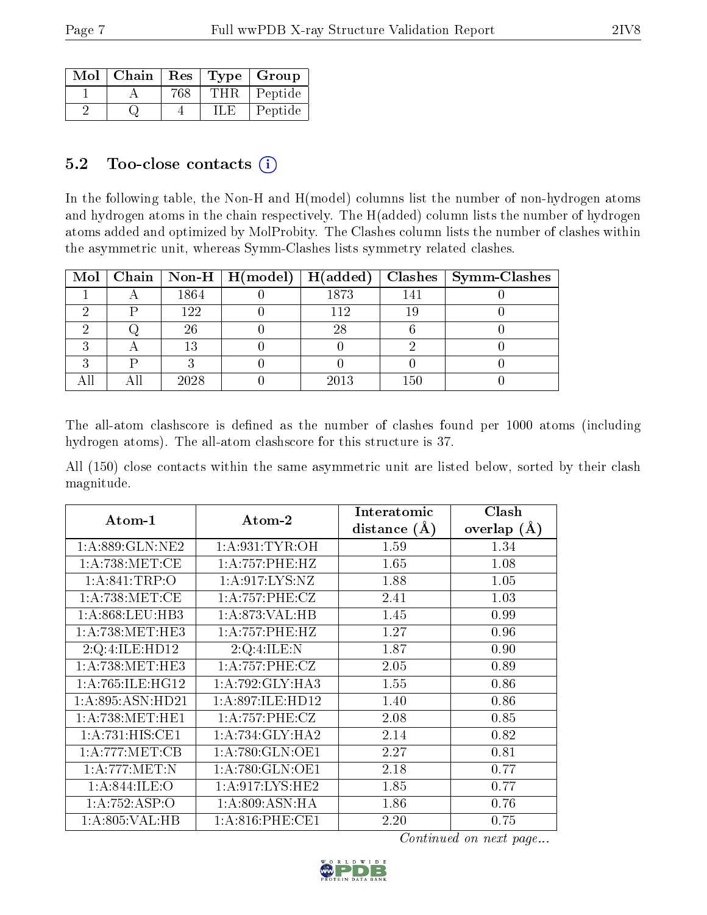| Mol | Chain | Res | Type | Group |
|---|---|---|---|---|
| 1 | A | 768 | THR | Peptide |
| 2 | Q | 4 | ILE | Peptide |

## 5.2 Too-close contacts

In the following table, the Non-H and H(model) columns list the number of non-hydrogen atoms and hydrogen atoms in the chain respectively. The H(added) column lists the number of hydrogen atoms added and optimized by MolProbity. The Clashes column lists the number of clashes within the asymmetric unit, whereas Symm-Clashes lists symmetry related clashes.

| Mol | Chain | Non-H | H(model) | H(added) | Clashes | Symm-Clashes |
|---|---|---|---|---|---|---|
| 1 | A | 1864 | 0 | 1873 | 141 | 0 |
| 2 | P | 122 | 0 | 112 | 19 | 0 |
| 2 | Q | 26 | 0 | 28 | 6 | 0 |
| 3 | A | 13 | 0 | 0 | 2 | 0 |
| 3 | P | 3 | 0 | 0 | 0 | 0 |
| All | All | 2028 | 0 | 2013 | 150 | 0 |

The all-atom clashscore is defined as the number of clashes found per 1000 atoms (including hydrogen atoms). The all-atom clashscore for this structure is 37.

All (150) close contacts within the same asymmetric unit are listed below, sorted by their clash magnitude.

| Atom-1 | Atom-2 | Interatomic distance (Å) | Clash overlap (Å) |
|---|---|---|---|
| 1:A:889:GLN:NE2 | 1:A:931:TYR:OH | 1.59 | 1.34 |
| 1:A:738:MET:CE | 1:A:757:PHE:HZ | 1.65 | 1.08 |
| 1:A:841:TRP:O | 1:A:917:LYS:NZ | 1.88 | 1.05 |
| 1:A:738:MET:CE | 1:A:757:PHE:CZ | 2.41 | 1.03 |
| 1:A:868:LEU:HB3 | 1:A:873:VAL:HB | 1.45 | 0.99 |
| 1:A:738:MET:HE3 | 1:A:757:PHE:HZ | 1.27 | 0.96 |
| 2:Q:4:ILE:HD12 | 2:Q:4:ILE:N | 1.87 | 0.90 |
| 1:A:738:MET:HE3 | 1:A:757:PHE:CZ | 2.05 | 0.89 |
| 1:A:765:ILE:HG12 | 1:A:792:GLY:HA3 | 1.55 | 0.86 |
| 1:A:895:ASN:HD21 | 1:A:897:ILE:HD12 | 1.40 | 0.86 |
| 1:A:738:MET:HE1 | 1:A:757:PHE:CZ | 2.08 | 0.85 |
| 1:A:731:HIS:CE1 | 1:A:734:GLY:HA2 | 2.14 | 0.82 |
| 1:A:777:MET:CB | 1:A:780:GLN:OE1 | 2.27 | 0.81 |
| 1:A:777:MET:N | 1:A:780:GLN:OE1 | 2.18 | 0.77 |
| 1:A:844:ILE:O | 1:A:917:LYS:HE2 | 1.85 | 0.77 |
| 1:A:752:ASP:O | 1:A:809:ASN:HA | 1.86 | 0.76 |
| 1:A:805:VAL:HB | 1:A:816:PHE:CE1 | 2.20 | 0.75 |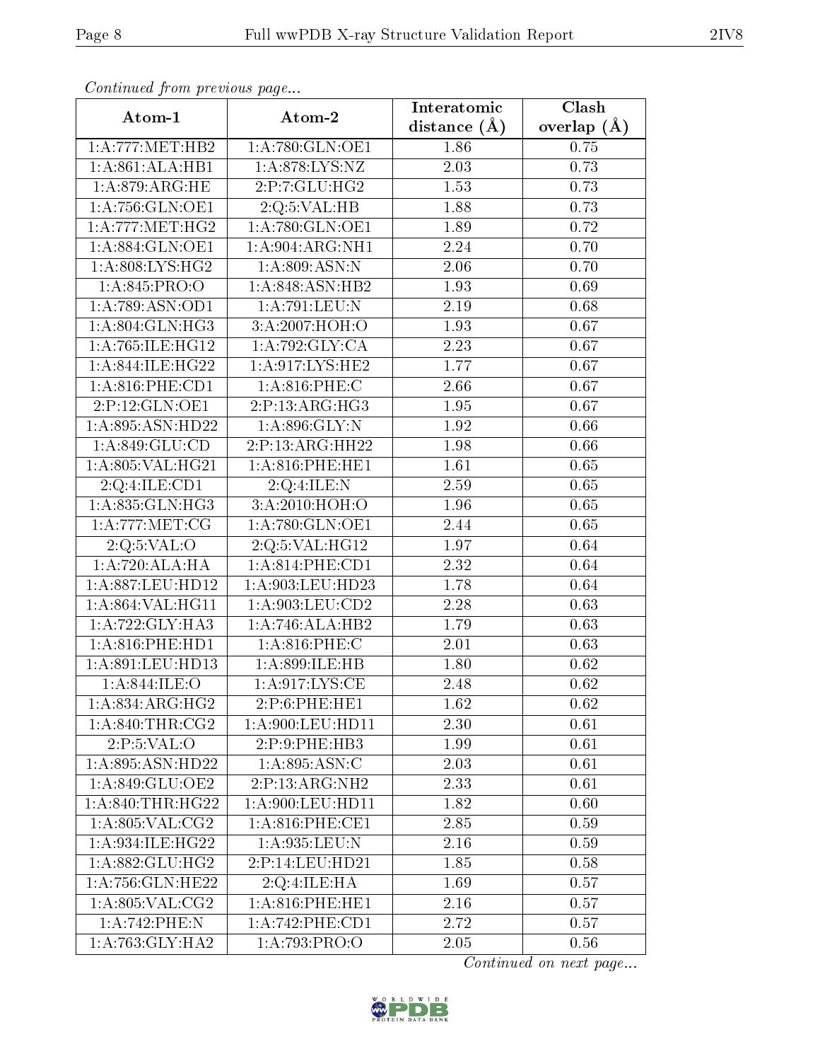*Continued from previous page...*

| Atom-1 | Atom-2 | Interatomic distance (Å) | Clash overlap (Å) |
|---|---|---|---|
| 1:A:777:MET:HB2 | 1:A:780:GLN:OE1 | 1.86 | 0.75 |
| 1:A:861:ALA:HB1 | 1:A:878:LYS:NZ | 2.03 | 0.73 |
| 1:A:879:ARG:HE | 2:P:7:GLU:HG2 | 1.53 | 0.73 |
| 1:A:756:GLN:OE1 | 2:Q:5:VAL:HB | 1.88 | 0.73 |
| 1:A:777:MET:HG2 | 1:A:780:GLN:OE1 | 1.89 | 0.72 |
| 1:A:884:GLN:OE1 | 1:A:904:ARG:NH1 | 2.24 | 0.70 |
| 1:A:808:LYS:HG2 | 1:A:809:ASN:N | 2.06 | 0.70 |
| 1:A:845:PRO:O | 1:A:848:ASN:HB2 | 1.93 | 0.69 |
| 1:A:789:ASN:OD1 | 1:A:791:LEU:N | 2.19 | 0.68 |
| 1:A:804:GLN:HG3 | 3:A:2007:HOH:O | 1.93 | 0.67 |
| 1:A:765:ILE:HG12 | 1:A:792:GLY:CA | 2.23 | 0.67 |
| 1:A:844:ILE:HG22 | 1:A:917:LYS:HE2 | 1.77 | 0.67 |
| 1:A:816:PHE:CD1 | 1:A:816:PHE:C | 2.66 | 0.67 |
| 2:P:12:GLN:OE1 | 2:P:13:ARG:HG3 | 1.95 | 0.67 |
| 1:A:895:ASN:HD22 | 1:A:896:GLY:N | 1.92 | 0.66 |
| 1:A:849:GLU:CD | 2:P:13:ARG:HH22 | 1.98 | 0.66 |
| 1:A:805:VAL:HG21 | 1:A:816:PHE:HE1 | 1.61 | 0.65 |
| 2:Q:4:ILE:CD1 | 2:Q:4:ILE:N | 2.59 | 0.65 |
| 1:A:835:GLN:HG3 | 3:A:2010:HOH:O | 1.96 | 0.65 |
| 1:A:777:MET:CG | 1:A:780:GLN:OE1 | 2.44 | 0.65 |
| 2:Q:5:VAL:O | 2:Q:5:VAL:HG12 | 1.97 | 0.64 |
| 1:A:720:ALA:HA | 1:A:814:PHE:CD1 | 2.32 | 0.64 |
| 1:A:887:LEU:HD12 | 1:A:903:LEU:HD23 | 1.78 | 0.64 |
| 1:A:864:VAL:HG11 | 1:A:903:LEU:CD2 | 2.28 | 0.63 |
| 1:A:722:GLY:HA3 | 1:A:746:ALA:HB2 | 1.79 | 0.63 |
| 1:A:816:PHE:HD1 | 1:A:816:PHE:C | 2.01 | 0.63 |
| 1:A:891:LEU:HD13 | 1:A:899:ILE:HB | 1.80 | 0.62 |
| 1:A:844:ILE:O | 1:A:917:LYS:CE | 2.48 | 0.62 |
| 1:A:834:ARG:HG2 | 2:P:6:PHE:HE1 | 1.62 | 0.62 |
| 1:A:840:THR:CG2 | 1:A:900:LEU:HD11 | 2.30 | 0.61 |
| 2:P:5:VAL:O | 2:P:9:PHE:HB3 | 1.99 | 0.61 |
| 1:A:895:ASN:HD22 | 1:A:895:ASN:C | 2.03 | 0.61 |
| 1:A:849:GLU:OE2 | 2:P:13:ARG:NH2 | 2.33 | 0.61 |
| 1:A:840:THR:HG22 | 1:A:900:LEU:HD11 | 1.82 | 0.60 |
| 1:A:805:VAL:CG2 | 1:A:816:PHE:CE1 | 2.85 | 0.59 |
| 1:A:934:ILE:HG22 | 1:A:935:LEU:N | 2.16 | 0.59 |
| 1:A:882:GLU:HG2 | 2:P:14:LEU:HD21 | 1.85 | 0.58 |
| 1:A:756:GLN:HE22 | 2:Q:4:ILE:HA | 1.69 | 0.57 |
| 1:A:805:VAL:CG2 | 1:A:816:PHE:HE1 | 2.16 | 0.57 |
| 1:A:742:PHE:N | 1:A:742:PHE:CD1 | 2.72 | 0.57 |
| 1:A:763:GLY:HA2 | 1:A:793:PRO:O | 2.05 | 0.56 |

*Continued on next page...*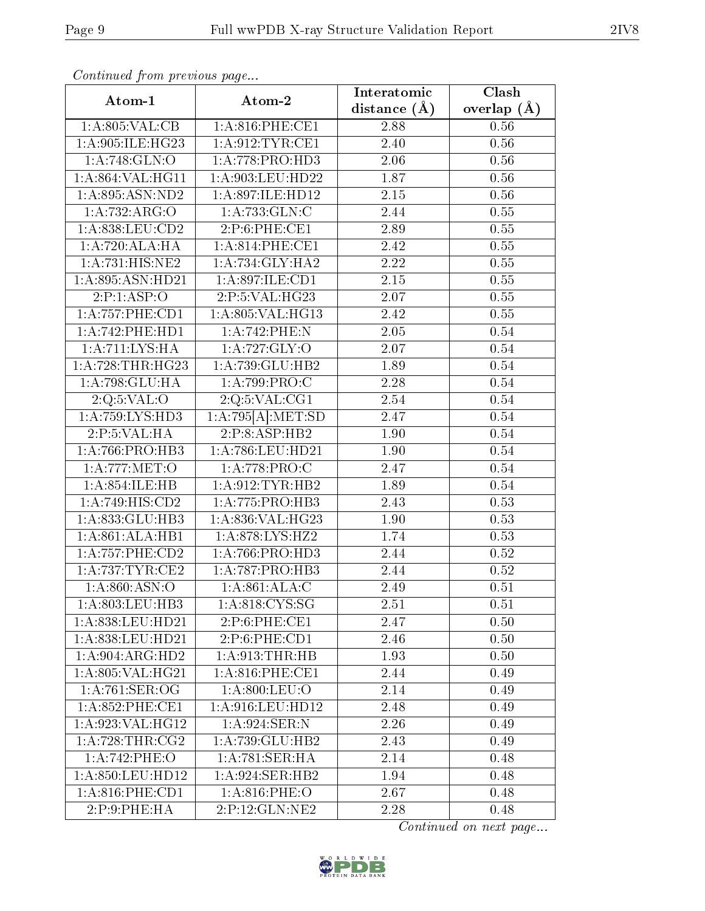*Continued from previous page...*

| Atom-1 | Atom-2 | Interatomic distance (Å) | Clash overlap (Å) |
|---|---|---|---|
| 1:A:805:VAL:CB | 1:A:816:PHE:CE1 | 2.88 | 0.56 |
| 1:A:905:ILE:HG23 | 1:A:912:TYR:CE1 | 2.40 | 0.56 |
| 1:A:748:GLN:O | 1:A:778:PRO:HD3 | 2.06 | 0.56 |
| 1:A:864:VAL:HG11 | 1:A:903:LEU:HD22 | 1.87 | 0.56 |
| 1:A:895:ASN:ND2 | 1:A:897:ILE:HD12 | 2.15 | 0.56 |
| 1:A:732:ARG:O | 1:A:733:GLN:C | 2.44 | 0.55 |
| 1:A:838:LEU:CD2 | 2:P:6:PHE:CE1 | 2.89 | 0.55 |
| 1:A:720:ALA:HA | 1:A:814:PHE:CE1 | 2.42 | 0.55 |
| 1:A:731:HIS:NE2 | 1:A:734:GLY:HA2 | 2.22 | 0.55 |
| 1:A:895:ASN:HD21 | 1:A:897:ILE:CD1 | 2.15 | 0.55 |
| 2:P:1:ASP:O | 2:P:5:VAL:HG23 | 2.07 | 0.55 |
| 1:A:757:PHE:CD1 | 1:A:805:VAL:HG13 | 2.42 | 0.55 |
| 1:A:742:PHE:HD1 | 1:A:742:PHE:N | 2.05 | 0.54 |
| 1:A:711:LYS:HA | 1:A:727:GLY:O | 2.07 | 0.54 |
| 1:A:728:THR:HG23 | 1:A:739:GLU:HB2 | 1.89 | 0.54 |
| 1:A:798:GLU:HA | 1:A:799:PRO:C | 2.28 | 0.54 |
| 2:Q:5:VAL:O | 2:Q:5:VAL:CG1 | 2.54 | 0.54 |
| 1:A:759:LYS:HD3 | 1:A:795[A]:MET:SD | 2.47 | 0.54 |
| 2:P:5:VAL:HA | 2:P:8:ASP:HB2 | 1.90 | 0.54 |
| 1:A:766:PRO:HB3 | 1:A:786:LEU:HD21 | 1.90 | 0.54 |
| 1:A:777:MET:O | 1:A:778:PRO:C | 2.47 | 0.54 |
| 1:A:854:ILE:HB | 1:A:912:TYR:HB2 | 1.89 | 0.54 |
| 1:A:749:HIS:CD2 | 1:A:775:PRO:HB3 | 2.43 | 0.53 |
| 1:A:833:GLU:HB3 | 1:A:836:VAL:HG23 | 1.90 | 0.53 |
| 1:A:861:ALA:HB1 | 1:A:878:LYS:HZ2 | 1.74 | 0.53 |
| 1:A:757:PHE:CD2 | 1:A:766:PRO:HD3 | 2.44 | 0.52 |
| 1:A:737:TYR:CE2 | 1:A:787:PRO:HB3 | 2.44 | 0.52 |
| 1:A:860:ASN:O | 1:A:861:ALA:C | 2.49 | 0.51 |
| 1:A:803:LEU:HB3 | 1:A:818:CYS:SG | 2.51 | 0.51 |
| 1:A:838:LEU:HD21 | 2:P:6:PHE:CE1 | 2.47 | 0.50 |
| 1:A:838:LEU:HD21 | 2:P:6:PHE:CD1 | 2.46 | 0.50 |
| 1:A:904:ARG:HD2 | 1:A:913:THR:HB | 1.93 | 0.50 |
| 1:A:805:VAL:HG21 | 1:A:816:PHE:CE1 | 2.44 | 0.49 |
| 1:A:761:SER:OG | 1:A:800:LEU:O | 2.14 | 0.49 |
| 1:A:852:PHE:CE1 | 1:A:916:LEU:HD12 | 2.48 | 0.49 |
| 1:A:923:VAL:HG12 | 1:A:924:SER:N | 2.26 | 0.49 |
| 1:A:728:THR:CG2 | 1:A:739:GLU:HB2 | 2.43 | 0.49 |
| 1:A:742:PHE:O | 1:A:781:SER:HA | 2.14 | 0.48 |
| 1:A:850:LEU:HD12 | 1:A:924:SER:HB2 | 1.94 | 0.48 |
| 1:A:816:PHE:CD1 | 1:A:816:PHE:O | 2.67 | 0.48 |
| 2:P:9:PHE:HA | 2:P:12:GLN:NE2 | 2.28 | 0.48 |

*Continued on next page...*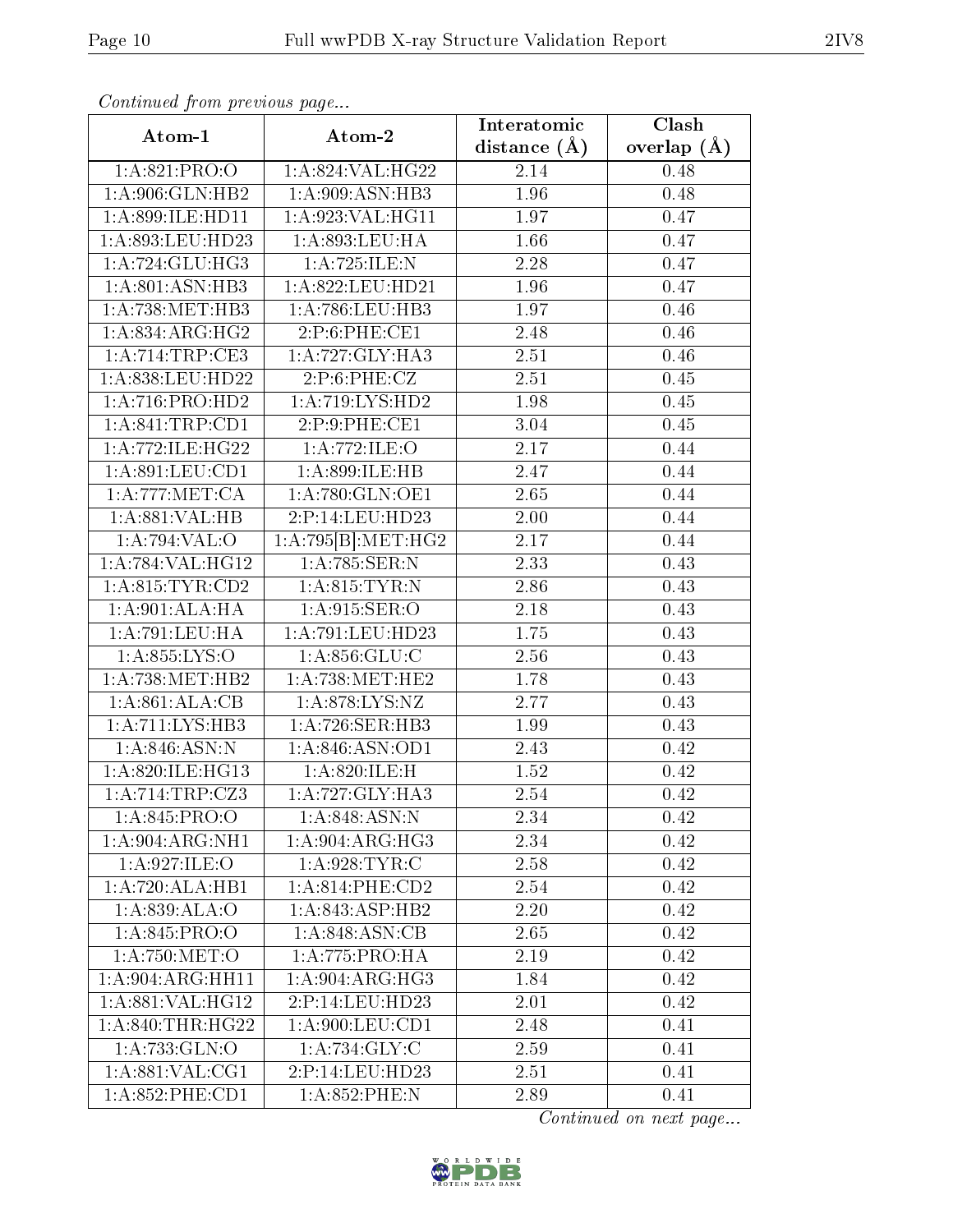*Continued from previous page...*

| Atom-1 | Atom-2 | Interatomic distance (Å) | Clash overlap (Å) |
|---|---|---|---|
| 1:A:821:PRO:O | 1:A:824:VAL:HG22 | 2.14 | 0.48 |
| 1:A:906:GLN:HB2 | 1:A:909:ASN:HB3 | 1.96 | 0.48 |
| 1:A:899:ILE:HD11 | 1:A:923:VAL:HG11 | 1.97 | 0.47 |
| 1:A:893:LEU:HD23 | 1:A:893:LEU:HA | 1.66 | 0.47 |
| 1:A:724:GLU:HG3 | 1:A:725:ILE:N | 2.28 | 0.47 |
| 1:A:801:ASN:HB3 | 1:A:822:LEU:HD21 | 1.96 | 0.47 |
| 1:A:738:MET:HB3 | 1:A:786:LEU:HB3 | 1.97 | 0.46 |
| 1:A:834:ARG:HG2 | 2:P:6:PHE:CE1 | 2.48 | 0.46 |
| 1:A:714:TRP:CE3 | 1:A:727:GLY:HA3 | 2.51 | 0.46 |
| 1:A:838:LEU:HD22 | 2:P:6:PHE:CZ | 2.51 | 0.45 |
| 1:A:716:PRO:HD2 | 1:A:719:LYS:HD2 | 1.98 | 0.45 |
| 1:A:841:TRP:CD1 | 2:P:9:PHE:CE1 | 3.04 | 0.45 |
| 1:A:772:ILE:HG22 | 1:A:772:ILE:O | 2.17 | 0.44 |
| 1:A:891:LEU:CD1 | 1:A:899:ILE:HB | 2.47 | 0.44 |
| 1:A:777:MET:CA | 1:A:780:GLN:OE1 | 2.65 | 0.44 |
| 1:A:881:VAL:HB | 2:P:14:LEU:HD23 | 2.00 | 0.44 |
| 1:A:794:VAL:O | 1:A:795[B]:MET:HG2 | 2.17 | 0.44 |
| 1:A:784:VAL:HG12 | 1:A:785:SER:N | 2.33 | 0.43 |
| 1:A:815:TYR:CD2 | 1:A:815:TYR:N | 2.86 | 0.43 |
| 1:A:901:ALA:HA | 1:A:915:SER:O | 2.18 | 0.43 |
| 1:A:791:LEU:HA | 1:A:791:LEU:HD23 | 1.75 | 0.43 |
| 1:A:855:LYS:O | 1:A:856:GLU:C | 2.56 | 0.43 |
| 1:A:738:MET:HB2 | 1:A:738:MET:HE2 | 1.78 | 0.43 |
| 1:A:861:ALA:CB | 1:A:878:LYS:NZ | 2.77 | 0.43 |
| 1:A:711:LYS:HB3 | 1:A:726:SER:HB3 | 1.99 | 0.43 |
| 1:A:846:ASN:N | 1:A:846:ASN:OD1 | 2.43 | 0.42 |
| 1:A:820:ILE:HG13 | 1:A:820:ILE:H | 1.52 | 0.42 |
| 1:A:714:TRP:CZ3 | 1:A:727:GLY:HA3 | 2.54 | 0.42 |
| 1:A:845:PRO:O | 1:A:848:ASN:N | 2.34 | 0.42 |
| 1:A:904:ARG:NH1 | 1:A:904:ARG:HG3 | 2.34 | 0.42 |
| 1:A:927:ILE:O | 1:A:928:TYR:C | 2.58 | 0.42 |
| 1:A:720:ALA:HB1 | 1:A:814:PHE:CD2 | 2.54 | 0.42 |
| 1:A:839:ALA:O | 1:A:843:ASP:HB2 | 2.20 | 0.42 |
| 1:A:845:PRO:O | 1:A:848:ASN:CB | 2.65 | 0.42 |
| 1:A:750:MET:O | 1:A:775:PRO:HA | 2.19 | 0.42 |
| 1:A:904:ARG:HH11 | 1:A:904:ARG:HG3 | 1.84 | 0.42 |
| 1:A:881:VAL:HG12 | 2:P:14:LEU:HD23 | 2.01 | 0.42 |
| 1:A:840:THR:HG22 | 1:A:900:LEU:CD1 | 2.48 | 0.41 |
| 1:A:733:GLN:O | 1:A:734:GLY:C | 2.59 | 0.41 |
| 1:A:881:VAL:CG1 | 2:P:14:LEU:HD23 | 2.51 | 0.41 |
| 1:A:852:PHE:CD1 | 1:A:852:PHE:N | 2.89 | 0.41 |

*Continued on next page...*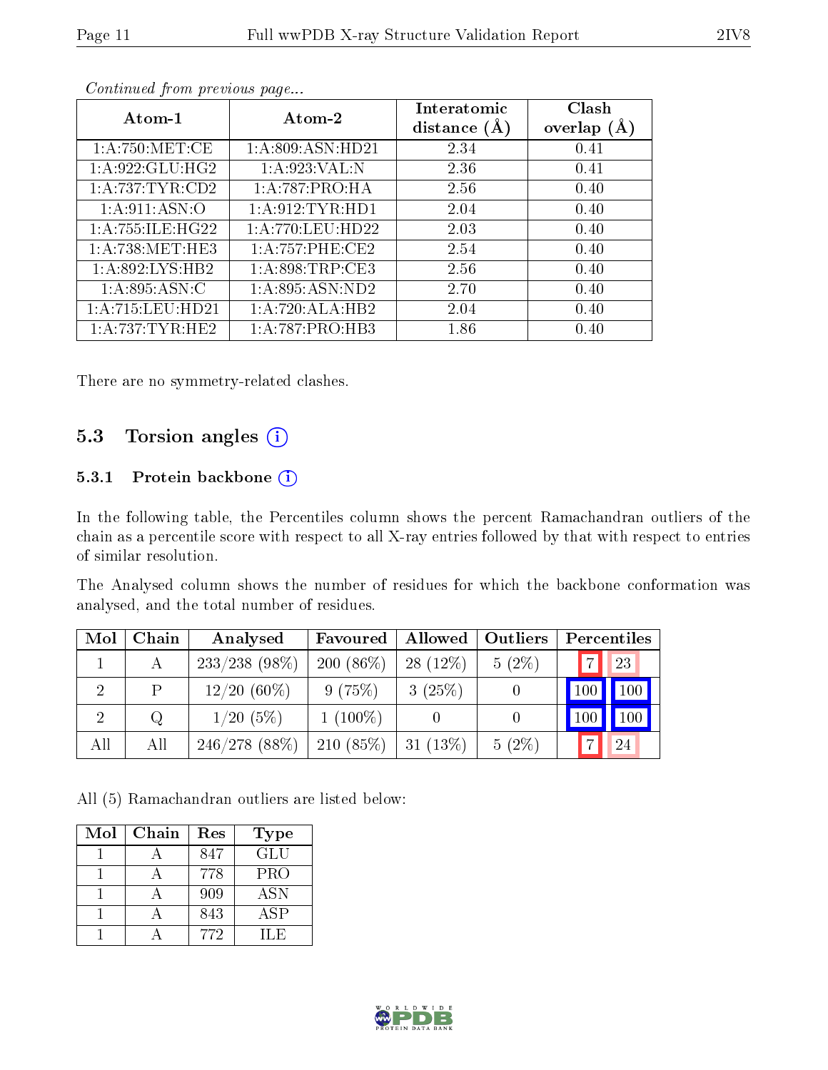*Continued from previous page...*

| Atom-1 | Atom-2 | Interatomic distance (Å) | Clash overlap (Å) |
|---|---|---|---|
| 1:A:750:MET:CE | 1:A:809:ASN:HD21 | 2.34 | 0.41 |
| 1:A:922:GLU:HG2 | 1:A:923:VAL:N | 2.36 | 0.41 |
| 1:A:737:TYR:CD2 | 1:A:787:PRO:HA | 2.56 | 0.40 |
| 1:A:911:ASN:O | 1:A:912:TYR:HD1 | 2.04 | 0.40 |
| 1:A:755:ILE:HG22 | 1:A:770:LEU:HD22 | 2.03 | 0.40 |
| 1:A:738:MET:HE3 | 1:A:757:PHE:CE2 | 2.54 | 0.40 |
| 1:A:892:LYS:HB2 | 1:A:898:TRP:CE3 | 2.56 | 0.40 |
| 1:A:895:ASN:C | 1:A:895:ASN:ND2 | 2.70 | 0.40 |
| 1:A:715:LEU:HD21 | 1:A:720:ALA:HB2 | 2.04 | 0.40 |
| 1:A:737:TYR:HE2 | 1:A:787:PRO:HB3 | 1.86 | 0.40 |

There are no symmetry-related clashes.

## 5.3 Torsion angles

### 5.3.1 Protein backbone

In the following table, the Percentiles column shows the percent Ramachandran outliers of the chain as a percentile score with respect to all X-ray entries followed by that with respect to entries of similar resolution.

The Analysed column shows the number of residues for which the backbone conformation was analysed, and the total number of residues.

| Mol | Chain | Analysed | Favoured | Allowed | Outliers | Percentiles | |
|---|---|---|---|---|---|---|---|
| 1 | A | 233/238 (98%) | 200 (86%) | 28 (12%) | 5 (2%) | 7 | 23 |
| 2 | P | 12/20 (60%) | 9 (75%) | 3 (25%) | 0 | 100 | 100 |
| 2 | Q | 1/20 (5%) | 1 (100%) | 0 | 0 | 100 | 100 |
| All | All | 246/278 (88%) | 210 (85%) | 31 (13%) | 5 (2%) | 7 | 24 |

All (5) Ramachandran outliers are listed below:

| Mol | Chain | Res | Type |
|---|---|---|---|
| 1 | A | 847 | GLU |
| 1 | A | 778 | PRO |
| 1 | A | 909 | ASN |
| 1 | A | 843 | ASP |
| 1 | A | 772 | ILE |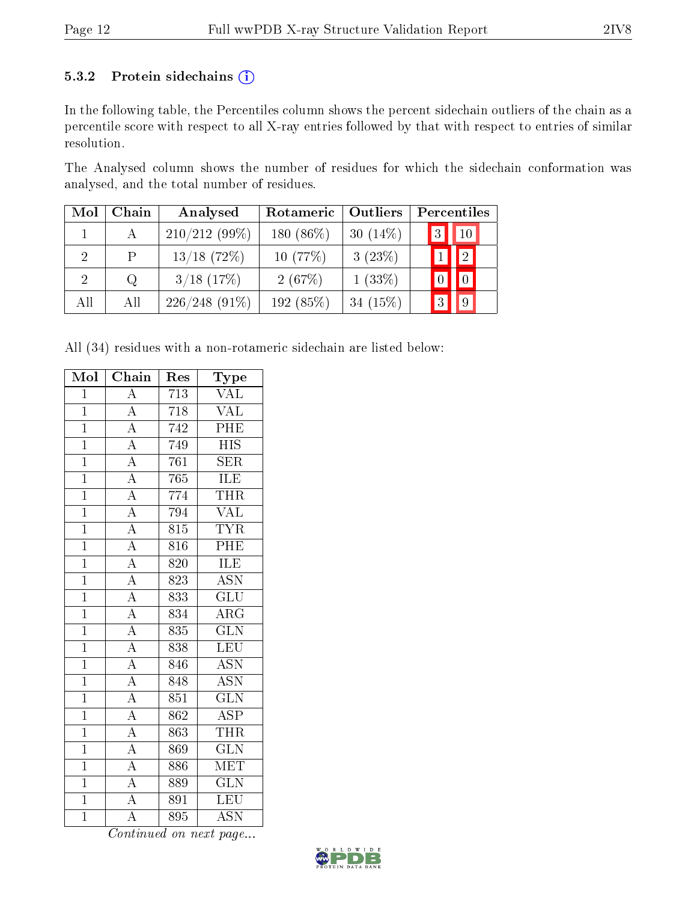### 5.3.2 Protein sidechains (i)

In the following table, the Percentiles column shows the percent sidechain outliers of the chain as a percentile score with respect to all X-ray entries followed by that with respect to entries of similar resolution.

The Analysed column shows the number of residues for which the sidechain conformation was analysed, and the total number of residues.

| Mol | Chain | Analysed | Rotameric | Outliers | Percentiles | |
|---|---|---|---|---|---|---|
| 1 | A | 210/212 (99%) | 180 (86%) | 30 (14%) | 3 | 10 |
| 2 | P | 13/18 (72%) | 10 (77%) | 3 (23%) | 1 | 2 |
| 2 | Q | 3/18 (17%) | 2 (67%) | 1 (33%) | 0 | 0 |
| All | All | 226/248 (91%) | 192 (85%) | 34 (15%) | 3 | 9 |

All (34) residues with a non-rotameric sidechain are listed below:

| Mol | Chain | Res | Type |
|---|---|---|---|
| 1 | A | 713 | VAL |
| 1 | A | 718 | VAL |
| 1 | A | 742 | PHE |
| 1 | A | 749 | HIS |
| 1 | A | 761 | SER |
| 1 | A | 765 | ILE |
| 1 | A | 774 | THR |
| 1 | A | 794 | VAL |
| 1 | A | 815 | TYR |
| 1 | A | 816 | PHE |
| 1 | A | 820 | ILE |
| 1 | A | 823 | ASN |
| 1 | A | 833 | GLU |
| 1 | A | 834 | ARG |
| 1 | A | 835 | GLN |
| 1 | A | 838 | LEU |
| 1 | A | 846 | ASN |
| 1 | A | 848 | ASN |
| 1 | A | 851 | GLN |
| 1 | A | 862 | ASP |
| 1 | A | 863 | THR |
| 1 | A | 869 | GLN |
| 1 | A | 886 | MET |
| 1 | A | 889 | GLN |
| 1 | A | 891 | LEU |
| 1 | A | 895 | ASN |

*Continued on next page...*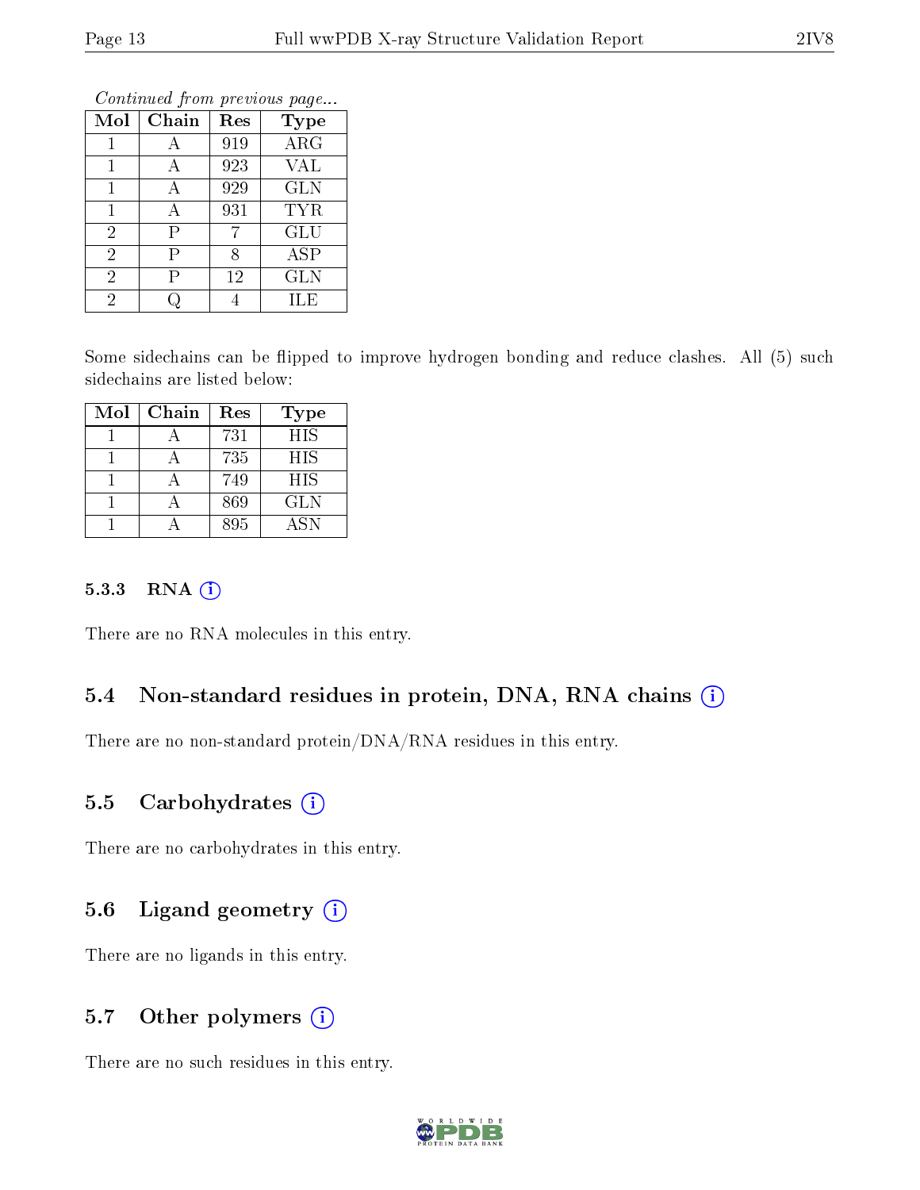*Continued from previous page...*

| Mol | Chain | Res | Type |
|---|---|---|---|
| 1 | A | 919 | ARG |
| 1 | A | 923 | VAL |
| 1 | A | 929 | GLN |
| 1 | A | 931 | TYR |
| 2 | P | 7 | GLU |
| 2 | P | 8 | ASP |
| 2 | P | 12 | GLN |
| 2 | Q | 4 | ILE |

Some sidechains can be flipped to improve hydrogen bonding and reduce clashes. All (5) such sidechains are listed below:

| Mol | Chain | Res | Type |
|---|---|---|---|
| 1 | A | 731 | HIS |
| 1 | A | 735 | HIS |
| 1 | A | 749 | HIS |
| 1 | A | 869 | GLN |
| 1 | A | 895 | ASN |

#### 5.3.3 RNA (i)

There are no RNA molecules in this entry.

### 5.4 Non-standard residues in protein, DNA, RNA chains (i)

There are no non-standard protein/DNA/RNA residues in this entry.

### 5.5 Carbohydrates (i)

There are no carbohydrates in this entry.

### 5.6 Ligand geometry (i)

There are no ligands in this entry.

### 5.7 Other polymers (i)

There are no such residues in this entry.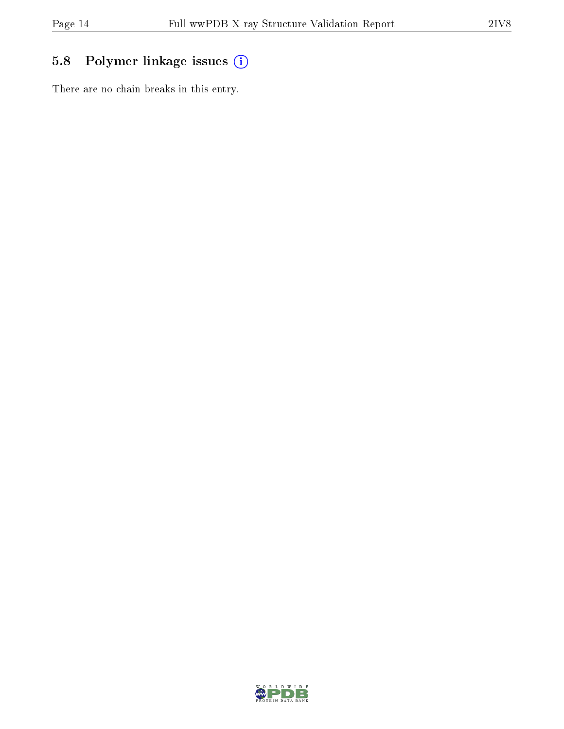## 5.8 Polymer linkage issues

There are no chain breaks in this entry.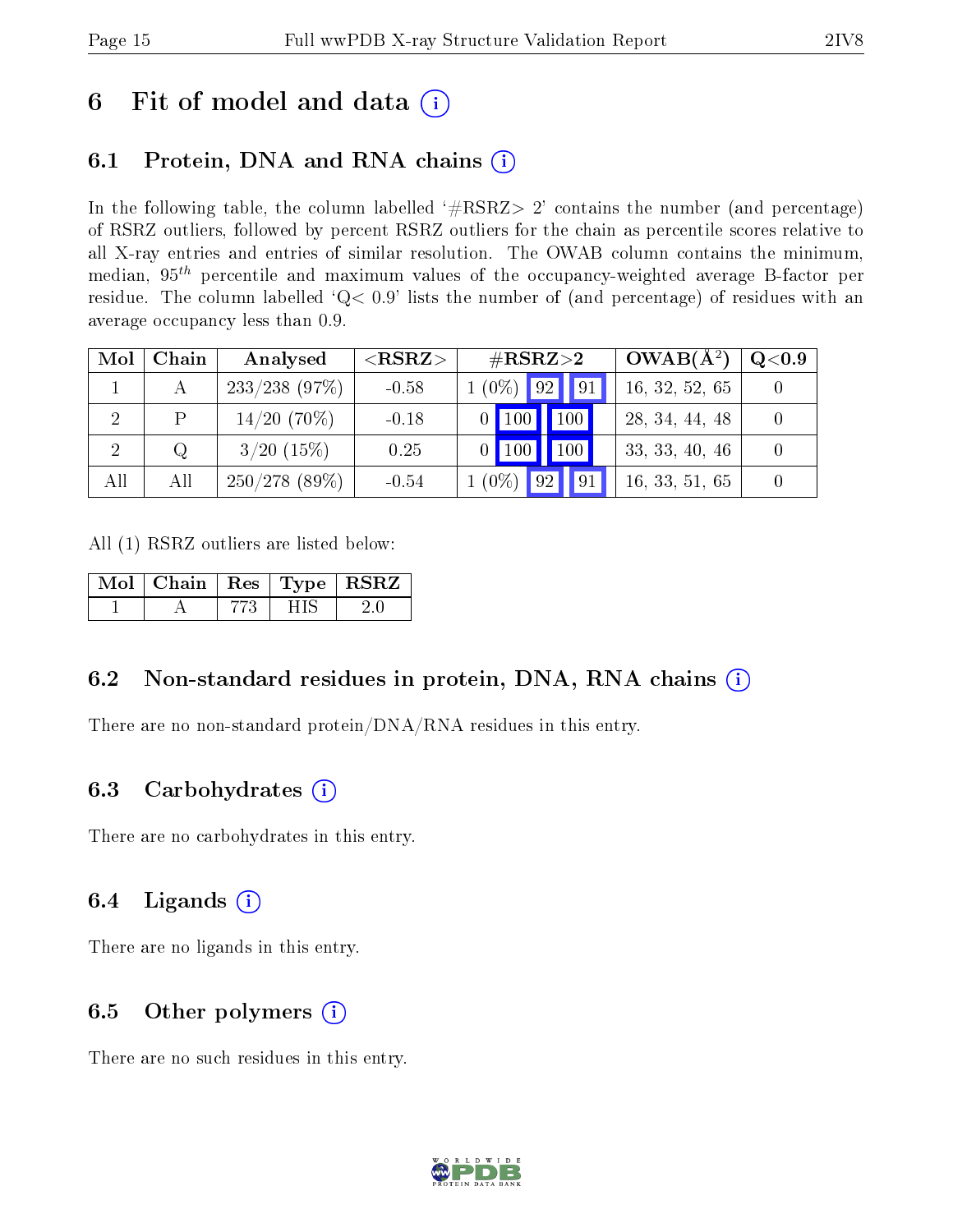# 6 Fit of model and data (i)

## 6.1 Protein, DNA and RNA chains (i)

In the following table, the column labelled '#RSRZ> 2' contains the number (and percentage) of RSRZ outliers, followed by percent RSRZ outliers for the chain as percentile scores relative to all X-ray entries and entries of similar resolution. The OWAB column contains the minimum, median, $95^{th}$ percentile and maximum values of the occupancy-weighted average B-factor per residue. The column labelled 'Q< 0.9' lists the number of (and percentage) of residues with an average occupancy less than 0.9.

| Mol | Chain | Analysed | <RSRZ> | #RSRZ>2 | | | OWAB(Å$^2$) | Q<0.9 |
|---|---|---|---|---|---|---|---|---|
| 1 | A | 233/238 (97%) | -0.58 | 1 (0%) | 92 | 91 | 16, 32, 52, 65 | 0 |
| 2 | P | 14/20 (70%) | -0.18 | 0 | 100 | 100 | 28, 34, 44, 48 | 0 |
| 2 | Q | 3/20 (15%) | 0.25 | 0 | 100 | 100 | 33, 33, 40, 46 | 0 |
| All | All | 250/278 (89%) | -0.54 | 1 (0%) | 92 | 91 | 16, 33, 51, 65 | 0 |

All (1) RSRZ outliers are listed below:

| Mol | Chain | Res | Type | RSRZ |
|---|---|---|---|---|
| 1 | A | 773 | HIS | 2.0 |

## 6.2 Non-standard residues in protein, DNA, RNA chains (i)

There are no non-standard protein/DNA/RNA residues in this entry.

## 6.3 Carbohydrates (i)

There are no carbohydrates in this entry.

## 6.4 Ligands (i)

There are no ligands in this entry.

## 6.5 Other polymers (i)

There are no such residues in this entry.